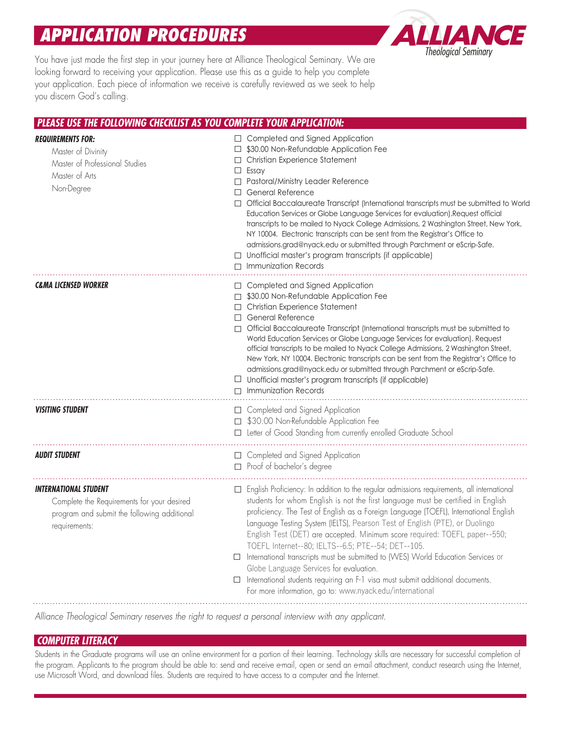# APPLICATION PROCEDURES

ALLIANCE Theological Seminary

You have just made the first step in your journey here at Alliance Theological Seminary. We are looking forward to receiving your application. Please use this as a guide to help you complete your application. Each piece of information we receive is carefully reviewed as we seek to help you discern God's calling.

## PLEASE USE THE FOLLOWING CHECKLIST AS YOU COMPLETE YOUR APPLICATION:

### REQUIREMENTS FOR:

Master of Divinity
Master of Professional Studies
Master of Arts
Non-Degree

- ☐ Completed and Signed Application
- ☐ $30.00 Non-Refundable Application Fee
- ☐ Christian Experience Statement
- ☐ Essay
- ☐ Pastoral/Ministry Leader Reference
- ☐ General Reference
- ☐ Official Baccalaureate Transcript (International transcripts must be submitted to World Education Services or Globe Language Services for evaluation).Request official transcripts to be mailed to Nyack College Admissions, 2 Washington Street, New York, NY 10004. Electronic transcripts can be sent from the Registrar's Office to admissions.grad@nyack.edu or submitted through Parchment or eScrip-Safe.
- ☐ Unofficial master's program transcripts (if applicable)
- ☐ Immunization Records

### C&MA LICENSED WORKER

- ☐ Completed and Signed Application
- ☐ $30.00 Non-Refundable Application Fee
- ☐ Christian Experience Statement
- ☐ General Reference
- ☐ Official Baccalaureate Transcript (International transcripts must be submitted to World Education Services or Globe Language Services for evaluation). Request official transcripts to be mailed to Nyack College Admissions, 2 Washington Street, New York, NY 10004. Electronic transcripts can be sent from the Registrar's Office to admissions.grad@nyack.edu or submitted through Parchment or eScrip-Safe.
- ☐ Unofficial master's program transcripts (if applicable)
- ☐ Immunization Records

### VISITING STUDENT

- ☐ Completed and Signed Application
- ☐ $30.00 Non-Refundable Application Fee
- ☐ Letter of Good Standing from currently enrolled Graduate School

### AUDIT STUDENT

- ☐ Completed and Signed Application
- ☐ Proof of bachelor's degree

### INTERNATIONAL STUDENT

Complete the Requirements for your desired program and submit the following additional requirements:

- ☐ English Proficiency: In addition to the regular admissions requirements, all international students for whom English is not the first language must be certified in English proficiency. The Test of English as a Foreign Language (TOEFL), International English Language Testing System (IELTS), Pearson Test of English (PTE), or Duolingo English Test (DET) are accepted. Minimum score required: TOEFL paper--550; TOEFL Internet--80; IELTS--6.5; PTE--54; DET--105.
- ☐ International transcripts must be submitted to (WES) World Education Services or Globe Language Services for evaluation.
- ☐ International students requiring an F-1 visa must submit additional documents. For more information, go to: www.nyack.edu/international

*Alliance Theological Seminary reserves the right to request a personal interview with any applicant.*

## COMPUTER LITERACY

Students in the Graduate programs will use an online environment for a portion of their learning. Technology skills are necessary for successful completion of the program. Applicants to the program should be able to: send and receive e-mail, open or send an e-mail attachment, conduct research using the Internet, use Microsoft Word, and download files. Students are required to have access to a computer and the Internet.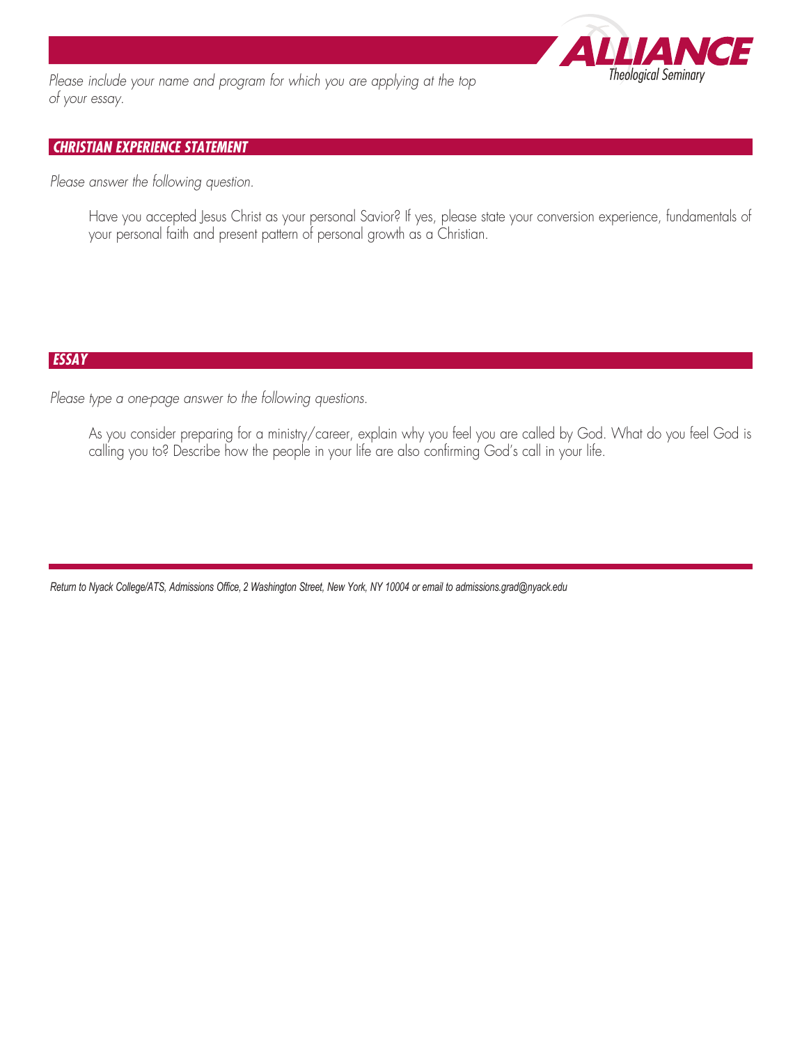*Please include your name and program for which you are applying at the top of your essay.*

## CHRISTIAN EXPERIENCE STATEMENT

*Please answer the following question.*

Have you accepted Jesus Christ as your personal Savior? If yes, please state your conversion experience, fundamentals of your personal faith and present pattern of personal growth as a Christian.

## ESSAY

*Please type a one-page answer to the following questions.*

As you consider preparing for a ministry/career, explain why you feel you are called by God. What do you feel God is calling you to? Describe how the people in your life are also confirming God's call in your life.

*Return to Nyack College/ATS, Admissions Office, 2 Washington Street, New York, NY 10004 or email to admissions.grad@nyack.edu*